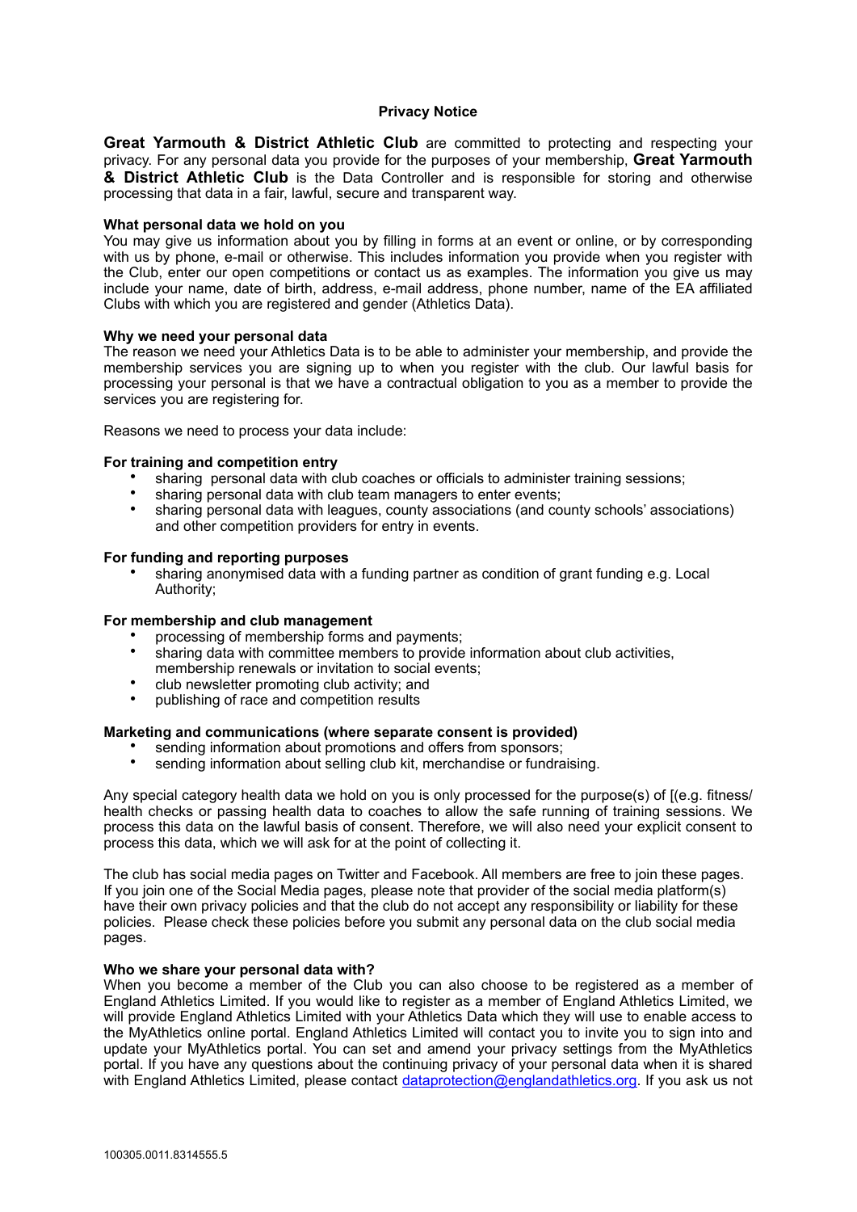# Privacy Notice

**Great Yarmouth & District Athletic Club** are committed to protecting and respecting your privacy. For any personal data you provide for the purposes of your membership, **Great Yarmouth & District Athletic Club** is the Data Controller and is responsible for storing and otherwise processing that data in a fair, lawful, secure and transparent way.

**What personal data we hold on you**
You may give us information about you by filling in forms at an event or online, or by corresponding with us by phone, e-mail or otherwise. This includes information you provide when you register with the Club, enter our open competitions or contact us as examples. The information you give us may include your name, date of birth, address, e-mail address, phone number, name of the EA affiliated Clubs with which you are registered and gender (Athletics Data).

**Why we need your personal data**
The reason we need your Athletics Data is to be able to administer your membership, and provide the membership services you are signing up to when you register with the club. Our lawful basis for processing your personal is that we have a contractual obligation to you as a member to provide the services you are registering for.

Reasons we need to process your data include:

**For training and competition entry**

- sharing personal data with club coaches or officials to administer training sessions;
- sharing personal data with club team managers to enter events;
- sharing personal data with leagues, county associations (and county schools' associations) and other competition providers for entry in events.

**For funding and reporting purposes**

- sharing anonymised data with a funding partner as condition of grant funding e.g. Local Authority;

**For membership and club management**

- processing of membership forms and payments;
- sharing data with committee members to provide information about club activities, membership renewals or invitation to social events;
- club newsletter promoting club activity; and
- publishing of race and competition results

**Marketing and communications (where separate consent is provided)**

- sending information about promotions and offers from sponsors;
- sending information about selling club kit, merchandise or fundraising.

Any special category health data we hold on you is only processed for the purpose(s) of [(e.g. fitness/ health checks or passing health data to coaches to allow the safe running of training sessions. We process this data on the lawful basis of consent. Therefore, we will also need your explicit consent to process this data, which we will ask for at the point of collecting it.

The club has social media pages on Twitter and Facebook. All members are free to join these pages. If you join one of the Social Media pages, please note that provider of the social media platform(s) have their own privacy policies and that the club do not accept any responsibility or liability for these policies. Please check these policies before you submit any personal data on the club social media pages.

**Who we share your personal data with?**
When you become a member of the Club you can also choose to be registered as a member of England Athletics Limited. If you would like to register as a member of England Athletics Limited, we will provide England Athletics Limited with your Athletics Data which they will use to enable access to the MyAthletics online portal. England Athletics Limited will contact you to invite you to sign into and update your MyAthletics portal. You can set and amend your privacy settings from the MyAthletics portal. If you have any questions about the continuing privacy of your personal data when it is shared with England Athletics Limited, please contact dataprotection@englandathletics.org. If you ask us not

100305.0011.8314555.5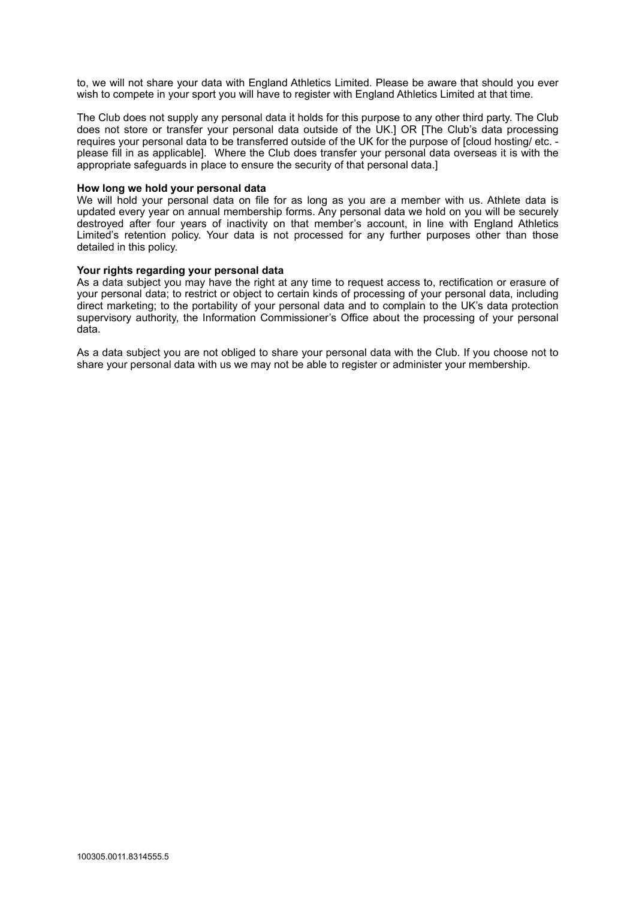to, we will not share your data with England Athletics Limited. Please be aware that should you ever wish to compete in your sport you will have to register with England Athletics Limited at that time.

The Club does not supply any personal data it holds for this purpose to any other third party. The Club does not store or transfer your personal data outside of the UK.] OR [The Club's data processing requires your personal data to be transferred outside of the UK for the purpose of [cloud hosting/ etc. - please fill in as applicable]. Where the Club does transfer your personal data overseas it is with the appropriate safeguards in place to ensure the security of that personal data.]

**How long we hold your personal data**

We will hold your personal data on file for as long as you are a member with us. Athlete data is updated every year on annual membership forms. Any personal data we hold on you will be securely destroyed after four years of inactivity on that member's account, in line with England Athletics Limited's retention policy. Your data is not processed for any further purposes other than those detailed in this policy.

**Your rights regarding your personal data**

As a data subject you may have the right at any time to request access to, rectification or erasure of your personal data; to restrict or object to certain kinds of processing of your personal data, including direct marketing; to the portability of your personal data and to complain to the UK's data protection supervisory authority, the Information Commissioner's Office about the processing of your personal data.

As a data subject you are not obliged to share your personal data with the Club. If you choose not to share your personal data with us we may not be able to register or administer your membership.

100305.0011.8314555.5